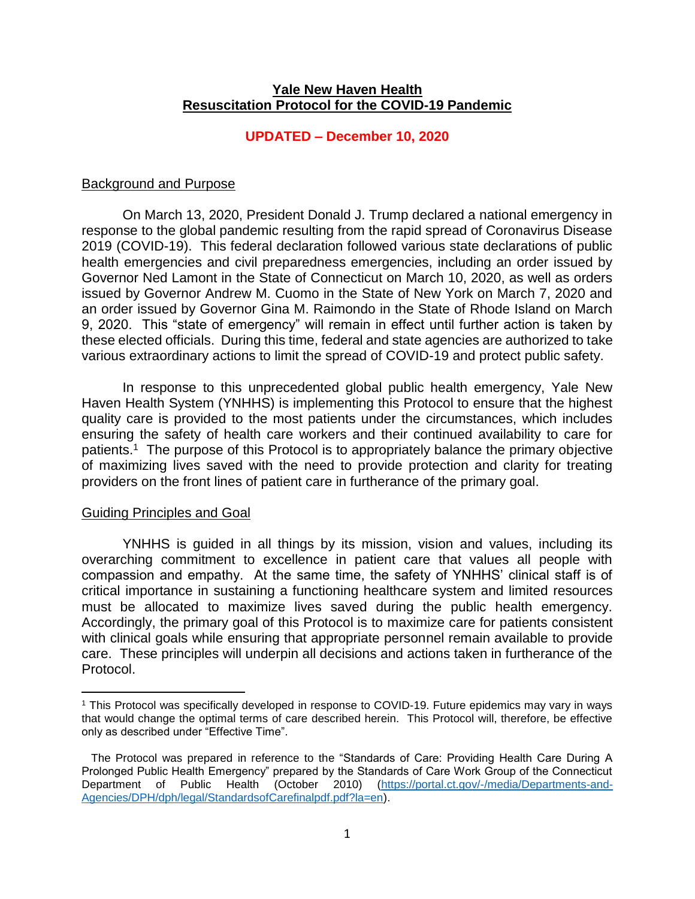# Yale New Haven Health
# Resuscitation Protocol for the COVID-19 Pandemic

**UPDATED – December 10, 2020**

## Background and Purpose

On March 13, 2020, President Donald J. Trump declared a national emergency in response to the global pandemic resulting from the rapid spread of Coronavirus Disease 2019 (COVID-19). This federal declaration followed various state declarations of public health emergencies and civil preparedness emergencies, including an order issued by Governor Ned Lamont in the State of Connecticut on March 10, 2020, as well as orders issued by Governor Andrew M. Cuomo in the State of New York on March 7, 2020 and an order issued by Governor Gina M. Raimondo in the State of Rhode Island on March 9, 2020. This "state of emergency" will remain in effect until further action is taken by these elected officials. During this time, federal and state agencies are authorized to take various extraordinary actions to limit the spread of COVID-19 and protect public safety.

In response to this unprecedented global public health emergency, Yale New Haven Health System (YNHHS) is implementing this Protocol to ensure that the highest quality care is provided to the most patients under the circumstances, which includes ensuring the safety of health care workers and their continued availability to care for patients.[1] The purpose of this Protocol is to appropriately balance the primary objective of maximizing lives saved with the need to provide protection and clarity for treating providers on the front lines of patient care in furtherance of the primary goal.

## Guiding Principles and Goal

YNHHS is guided in all things by its mission, vision and values, including its overarching commitment to excellence in patient care that values all people with compassion and empathy. At the same time, the safety of YNHHS' clinical staff is of critical importance in sustaining a functioning healthcare system and limited resources must be allocated to maximize lives saved during the public health emergency. Accordingly, the primary goal of this Protocol is to maximize care for patients consistent with clinical goals while ensuring that appropriate personnel remain available to provide care. These principles will underpin all decisions and actions taken in furtherance of the Protocol.

---

[1] This Protocol was specifically developed in response to COVID-19. Future epidemics may vary in ways that would change the optimal terms of care described herein. This Protocol will, therefore, be effective only as described under "Effective Time".

The Protocol was prepared in reference to the "Standards of Care: Providing Health Care During A Prolonged Public Health Emergency" prepared by the Standards of Care Work Group of the Connecticut Department of Public Health (October 2010) (https://portal.ct.gov/-/media/Departments-and-Agencies/DPH/dph/legal/StandardsofCarefinalpdf.pdf?la=en).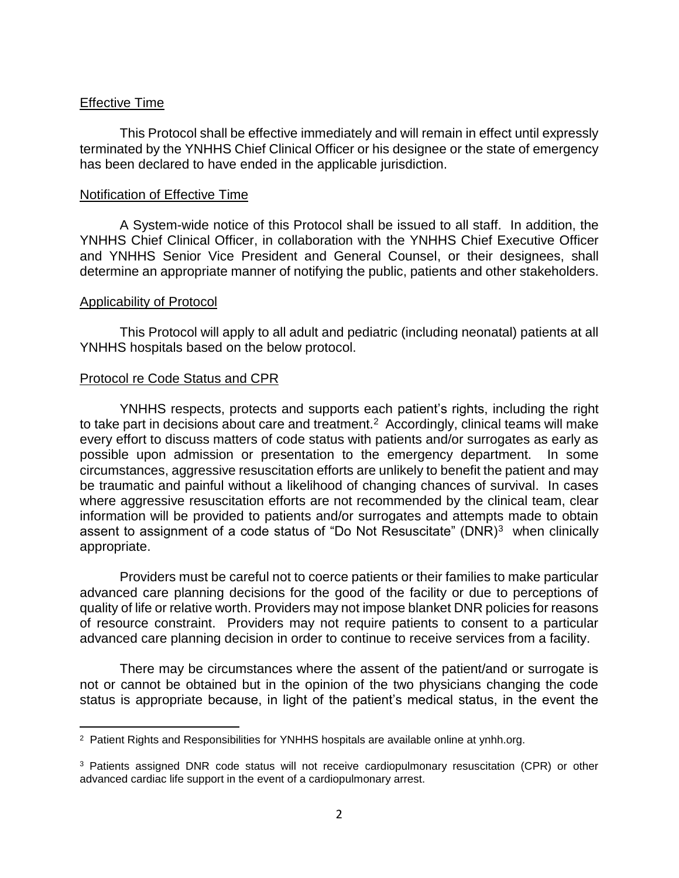## Effective Time

This Protocol shall be effective immediately and will remain in effect until expressly terminated by the YNHHS Chief Clinical Officer or his designee or the state of emergency has been declared to have ended in the applicable jurisdiction.

## Notification of Effective Time

A System-wide notice of this Protocol shall be issued to all staff. In addition, the YNHHS Chief Clinical Officer, in collaboration with the YNHHS Chief Executive Officer and YNHHS Senior Vice President and General Counsel, or their designees, shall determine an appropriate manner of notifying the public, patients and other stakeholders.

## Applicability of Protocol

This Protocol will apply to all adult and pediatric (including neonatal) patients at all YNHHS hospitals based on the below protocol.

## Protocol re Code Status and CPR

YNHHS respects, protects and supports each patient's rights, including the right to take part in decisions about care and treatment.[2] Accordingly, clinical teams will make every effort to discuss matters of code status with patients and/or surrogates as early as possible upon admission or presentation to the emergency department. In some circumstances, aggressive resuscitation efforts are unlikely to benefit the patient and may be traumatic and painful without a likelihood of changing chances of survival. In cases where aggressive resuscitation efforts are not recommended by the clinical team, clear information will be provided to patients and/or surrogates and attempts made to obtain assent to assignment of a code status of "Do Not Resuscitate" (DNR)[3] when clinically appropriate.

Providers must be careful not to coerce patients or their families to make particular advanced care planning decisions for the good of the facility or due to perceptions of quality of life or relative worth. Providers may not impose blanket DNR policies for reasons of resource constraint. Providers may not require patients to consent to a particular advanced care planning decision in order to continue to receive services from a facility.

There may be circumstances where the assent of the patient/and or surrogate is not or cannot be obtained but in the opinion of the two physicians changing the code status is appropriate because, in light of the patient's medical status, in the event the

---

[2] Patient Rights and Responsibilities for YNHHS hospitals are available online at ynhh.org.

[3] Patients assigned DNR code status will not receive cardiopulmonary resuscitation (CPR) or other advanced cardiac life support in the event of a cardiopulmonary arrest.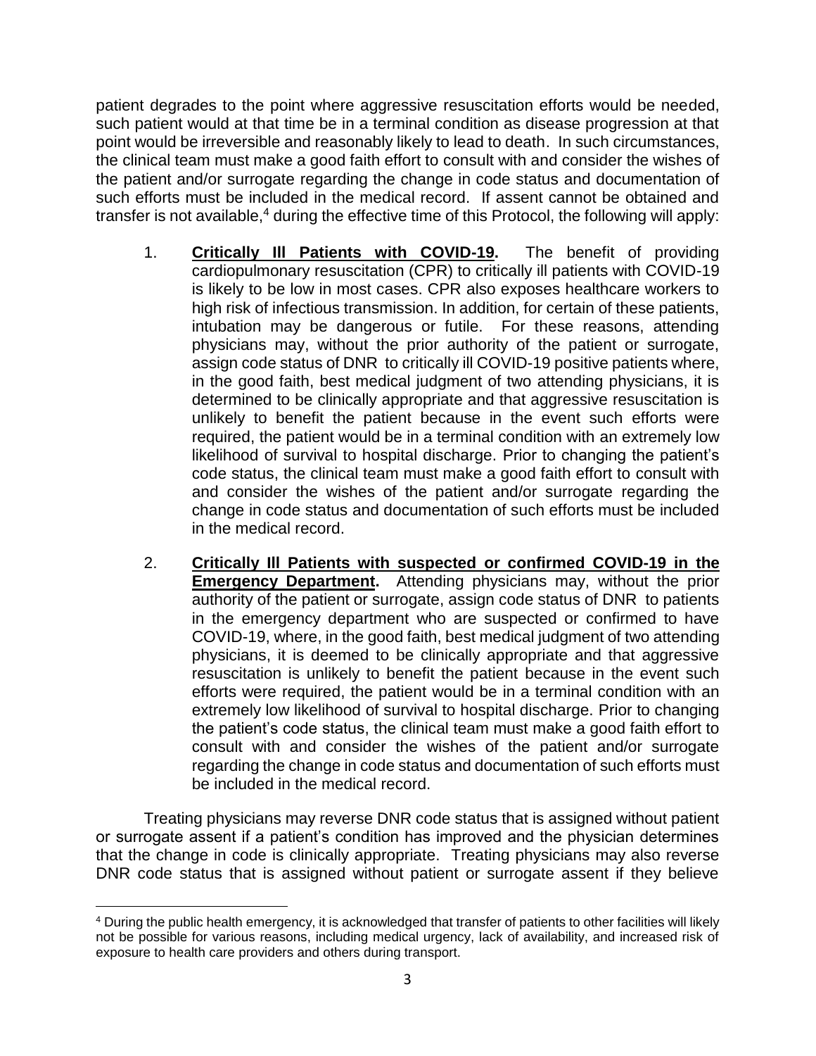patient degrades to the point where aggressive resuscitation efforts would be needed, such patient would at that time be in a terminal condition as disease progression at that point would be irreversible and reasonably likely to lead to death. In such circumstances, the clinical team must make a good faith effort to consult with and consider the wishes of the patient and/or surrogate regarding the change in code status and documentation of such efforts must be included in the medical record. If assent cannot be obtained and transfer is not available,[4] during the effective time of this Protocol, the following will apply:

1. **Critically Ill Patients with COVID-19.** The benefit of providing cardiopulmonary resuscitation (CPR) to critically ill patients with COVID-19 is likely to be low in most cases. CPR also exposes healthcare workers to high risk of infectious transmission. In addition, for certain of these patients, intubation may be dangerous or futile. For these reasons, attending physicians may, without the prior authority of the patient or surrogate, assign code status of DNR to critically ill COVID-19 positive patients where, in the good faith, best medical judgment of two attending physicians, it is determined to be clinically appropriate and that aggressive resuscitation is unlikely to benefit the patient because in the event such efforts were required, the patient would be in a terminal condition with an extremely low likelihood of survival to hospital discharge. Prior to changing the patient's code status, the clinical team must make a good faith effort to consult with and consider the wishes of the patient and/or surrogate regarding the change in code status and documentation of such efforts must be included in the medical record.

2. **Critically Ill Patients with suspected or confirmed COVID-19 in the Emergency Department.** Attending physicians may, without the prior authority of the patient or surrogate, assign code status of DNR to patients in the emergency department who are suspected or confirmed to have COVID-19, where, in the good faith, best medical judgment of two attending physicians, it is deemed to be clinically appropriate and that aggressive resuscitation is unlikely to benefit the patient because in the event such efforts were required, the patient would be in a terminal condition with an extremely low likelihood of survival to hospital discharge. Prior to changing the patient's code status, the clinical team must make a good faith effort to consult with and consider the wishes of the patient and/or surrogate regarding the change in code status and documentation of such efforts must be included in the medical record.

Treating physicians may reverse DNR code status that is assigned without patient or surrogate assent if a patient's condition has improved and the physician determines that the change in code is clinically appropriate. Treating physicians may also reverse DNR code status that is assigned without patient or surrogate assent if they believe

[4] During the public health emergency, it is acknowledged that transfer of patients to other facilities will likely not be possible for various reasons, including medical urgency, lack of availability, and increased risk of exposure to health care providers and others during transport.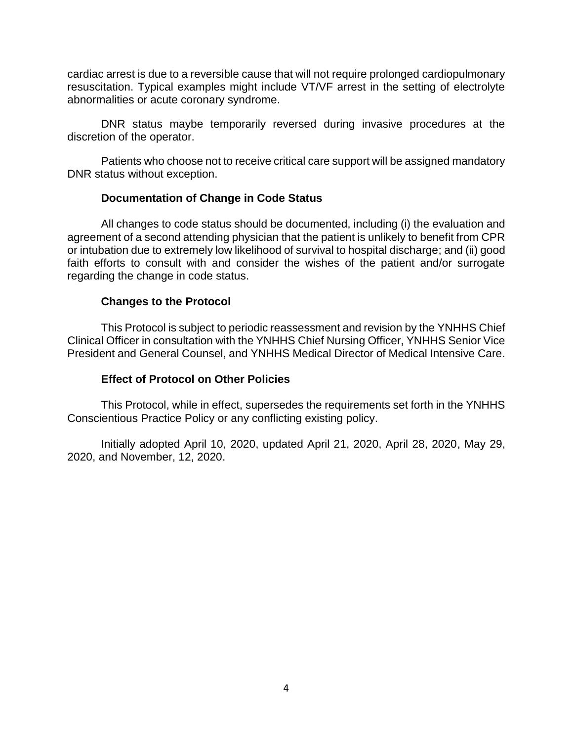cardiac arrest is due to a reversible cause that will not require prolonged cardiopulmonary resuscitation. Typical examples might include VT/VF arrest in the setting of electrolyte abnormalities or acute coronary syndrome.

DNR status maybe temporarily reversed during invasive procedures at the discretion of the operator.

Patients who choose not to receive critical care support will be assigned mandatory DNR status without exception.

**Documentation of Change in Code Status**

All changes to code status should be documented, including (i) the evaluation and agreement of a second attending physician that the patient is unlikely to benefit from CPR or intubation due to extremely low likelihood of survival to hospital discharge; and (ii) good faith efforts to consult with and consider the wishes of the patient and/or surrogate regarding the change in code status.

**Changes to the Protocol**

This Protocol is subject to periodic reassessment and revision by the YNHHS Chief Clinical Officer in consultation with the YNHHS Chief Nursing Officer, YNHHS Senior Vice President and General Counsel, and YNHHS Medical Director of Medical Intensive Care.

**Effect of Protocol on Other Policies**

This Protocol, while in effect, supersedes the requirements set forth in the YNHHS Conscientious Practice Policy or any conflicting existing policy.

Initially adopted April 10, 2020, updated April 21, 2020, April 28, 2020, May 29, 2020, and November, 12, 2020.